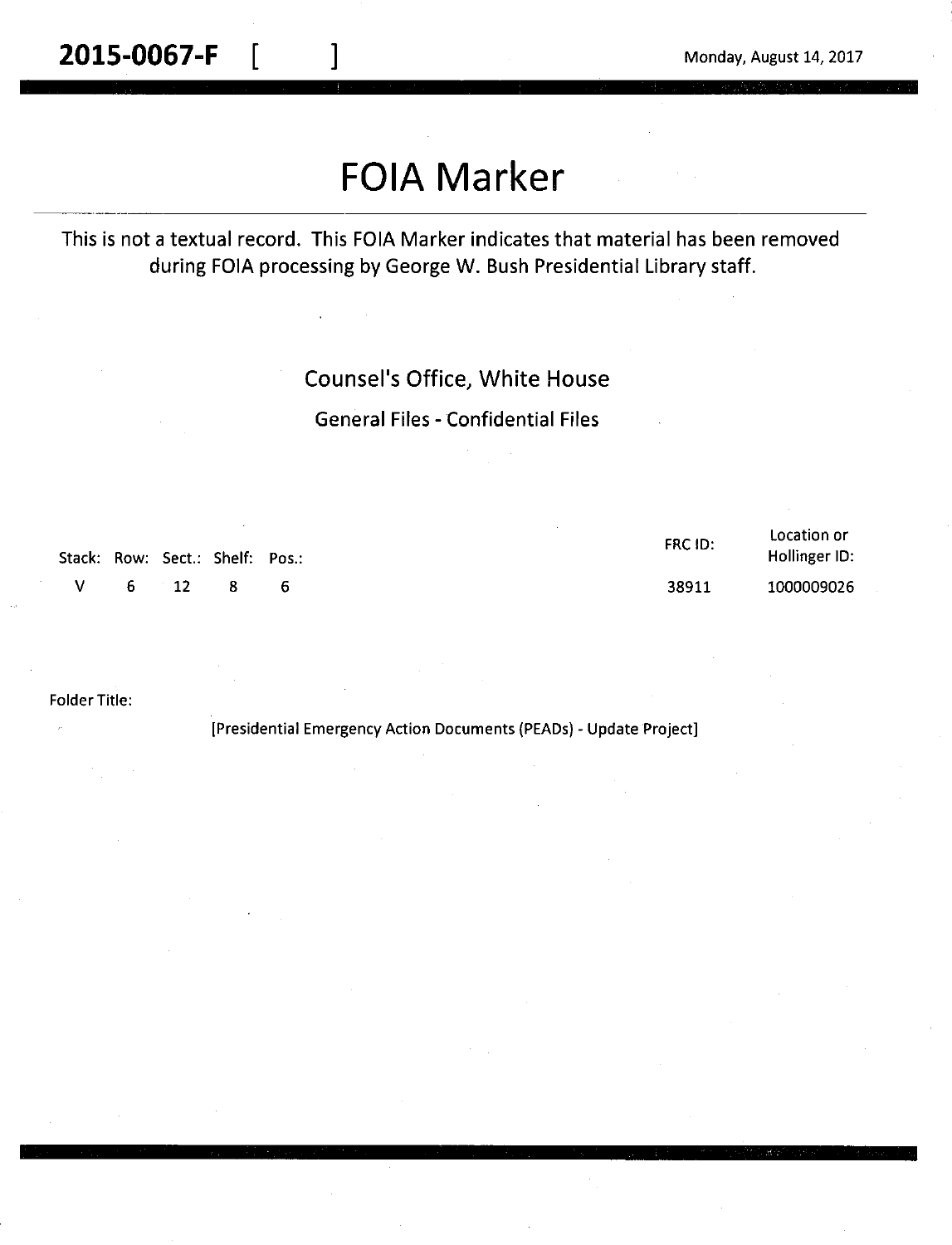**2015-0067-F [ ]** Monday, August 14, 2017

# FOIA Marker

This is not a textual record. This FOIA Marker indicates that material has been removed during FOIA processing by George W. Bush Presidential Library staff.

## Counsel's Office, White House

### General Files - Confidential Files

| Stack: | Row: | Sect.: | Shelf: | Pos.: | FRC ID: | Location or Hollinger ID: |
|---|---|---|---|---|---|---|
| V | 6 | 12 | 8 | 6 | 38911 | 1000009026 |

Folder Title:

[Presidential Emergency Action Documents (PEADs) - Update Project]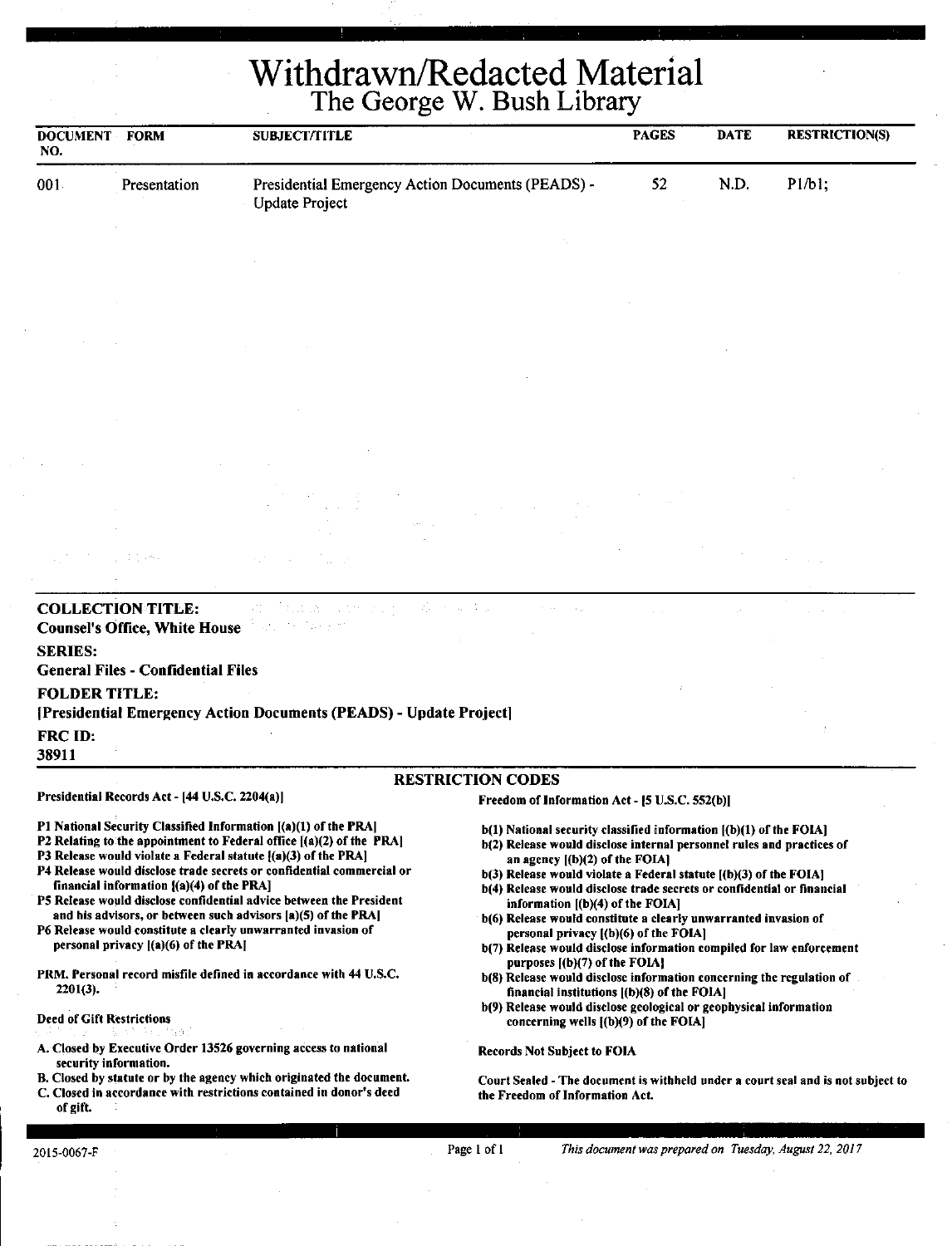# Withdrawn/Redacted Material

## The George W. Bush Library

| DOCUMENT NO. | FORM | SUBJECT/TITLE | PAGES | DATE | RESTRICTION(S) |
|---|---|---|---|---|---|
| 001 | Presentation | Presidential Emergency Action Documents (PEADS) - Update Project | 52 | N.D. | P1/b1; |

**COLLECTION TITLE:**
Counsel's Office, White House

**SERIES:**
General Files - Confidential Files

**FOLDER TITLE:**
[Presidential Emergency Action Documents (PEADS) - Update Project]

**FRC ID:**
38911

### RESTRICTION CODES

**Presidential Records Act - [44 U.S.C. 2204(a)]**

P1 National Security Classified Information [(a)(1) of the PRA]
P2 Relating to the appointment to Federal office [(a)(2) of the PRA]
P3 Release would violate a Federal statute [(a)(3) of the PRA]
P4 Release would disclose trade secrets or confidential commercial or financial information [(a)(4) of the PRA]
P5 Release would disclose confidential advice between the President and his advisors, or between such advisors [a)(5) of the PRA]
P6 Release would constitute a clearly unwarranted invasion of personal privacy [(a)(6) of the PRA]

PRM. Personal record misfile defined in accordance with 44 U.S.C. 2201(3).

**Deed of Gift Restrictions**

A. Closed by Executive Order 13526 governing access to national security information.
B. Closed by statute or by the agency which originated the document.
C. Closed in accordance with restrictions contained in donor's deed of gift.

**Freedom of Information Act - [5 U.S.C. 552(b)]**

b(1) National security classified information [(b)(1) of the FOIA]
b(2) Release would disclose internal personnel rules and practices of an agency [(b)(2) of the FOIA]
b(3) Release would violate a Federal statute [(b)(3) of the FOIA]
b(4) Release would disclose trade secrets or confidential or financial information [(b)(4) of the FOIA]
b(6) Release would constitute a clearly unwarranted invasion of personal privacy [(b)(6) of the FOIA]
b(7) Release would disclose information compiled for law enforcement purposes [(b)(7) of the FOIA]
b(8) Release would disclose information concerning the regulation of financial institutions [(b)(8) of the FOIA]
b(9) Release would disclose geological or geophysical information concerning wells [(b)(9) of the FOIA]

**Records Not Subject to FOIA**

Court Sealed - The document is withheld under a court seal and is not subject to the Freedom of Information Act.

2015-0067-F

*This document was prepared on Tuesday, August 22, 2017*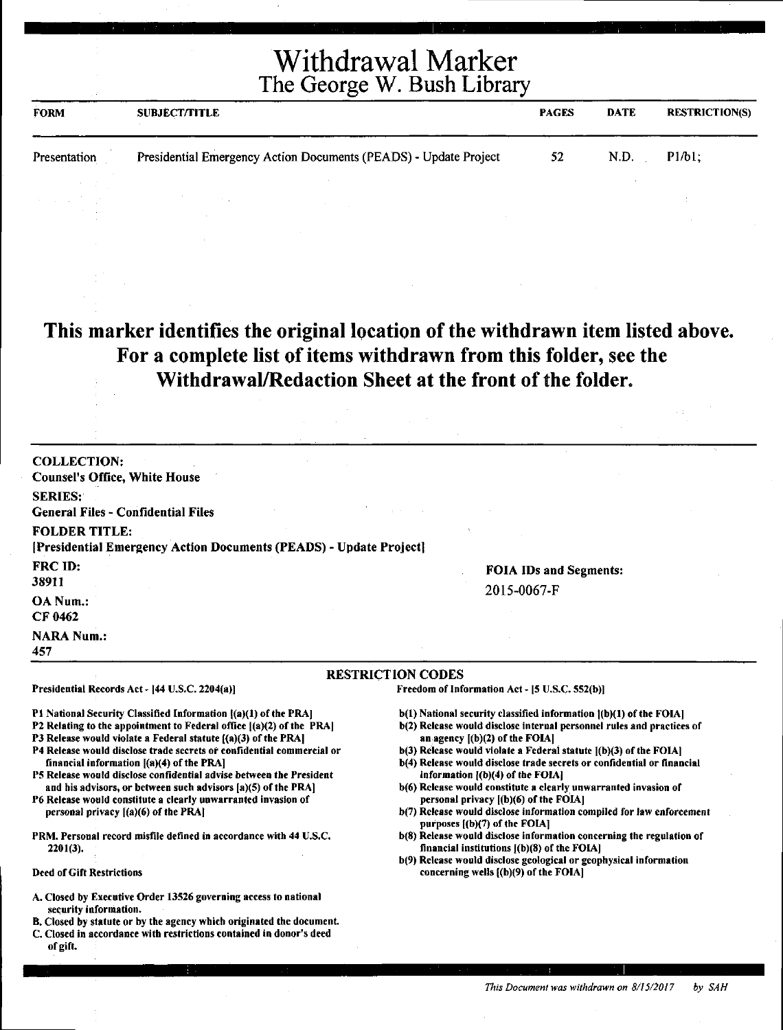# Withdrawal Marker
## The George W. Bush Library

| FORM | SUBJECT/TITLE | PAGES | DATE | RESTRICTION(S) |
|---|---|---|---|---|
| Presentation | Presidential Emergency Action Documents (PEADS) - Update Project | 52 | N.D. | P1/b1; |

**This marker identifies the original location of the withdrawn item listed above. For a complete list of items withdrawn from this folder, see the Withdrawal/Redaction Sheet at the front of the folder.**

**COLLECTION:**
**Counsel's Office, White House**

**SERIES:**
**General Files - Confidential Files**

**FOLDER TITLE:**
**[Presidential Emergency Action Documents (PEADS) - Update Project]**

**FRC ID:**
**38911**

**OA Num.:**
**CF 0462**

**NARA Num.:**
**457**

**FOIA IDs and Segments:**
2015-0067-F

**RESTRICTION CODES**

**Presidential Records Act - [44 U.S.C. 2204(a)]**

**P1 National Security Classified Information [(a)(1) of the PRA]**
**P2 Relating to the appointment to Federal office [(a)(2) of the PRA]**
**P3 Release would violate a Federal statute [(a)(3) of the PRA]**
**P4 Release would disclose trade secrets or confidential commercial or financial information [(a)(4) of the PRA]**
**P5 Release would disclose confidential advise between the President and his advisors, or between such advisors [a)(5) of the PRA]**
**P6 Release would constitute a clearly unwarranted invasion of personal privacy [(a)(6) of the PRA]**

**PRM. Personal record misfile defined in accordance with 44 U.S.C. 2201(3).**

**Deed of Gift Restrictions**

**A. Closed by Executive Order 13526 governing access to national security information.**
**B. Closed by statute or by the agency which originated the document.**
**C. Closed in accordance with restrictions contained in donor's deed of gift.**

**Freedom of Information Act - [5 U.S.C. 552(b)]**

**b(1) National security classified information [(b)(1) of the FOIA]**
**b(2) Release would disclose internal personnel rules and practices of an agency [(b)(2) of the FOIA]**
**b(3) Release would violate a Federal statute [(b)(3) of the FOIA]**
**b(4) Release would disclose trade secrets or confidential or financial information [(b)(4) of the FOIA]**
**b(6) Release would constitute a clearly unwarranted invasion of personal privacy [(b)(6) of the FOIA]**
**b(7) Release would disclose information compiled for law enforcement purposes [(b)(7) of the FOIA]**
**b(8) Release would disclose information concerning the regulation of financial institutions [(b)(8) of the FOIA]**
**b(9) Release would disclose geological or geophysical information concerning wells [(b)(9) of the FOIA]**

*This Document was withdrawn on 8/15/2017 by SAH*